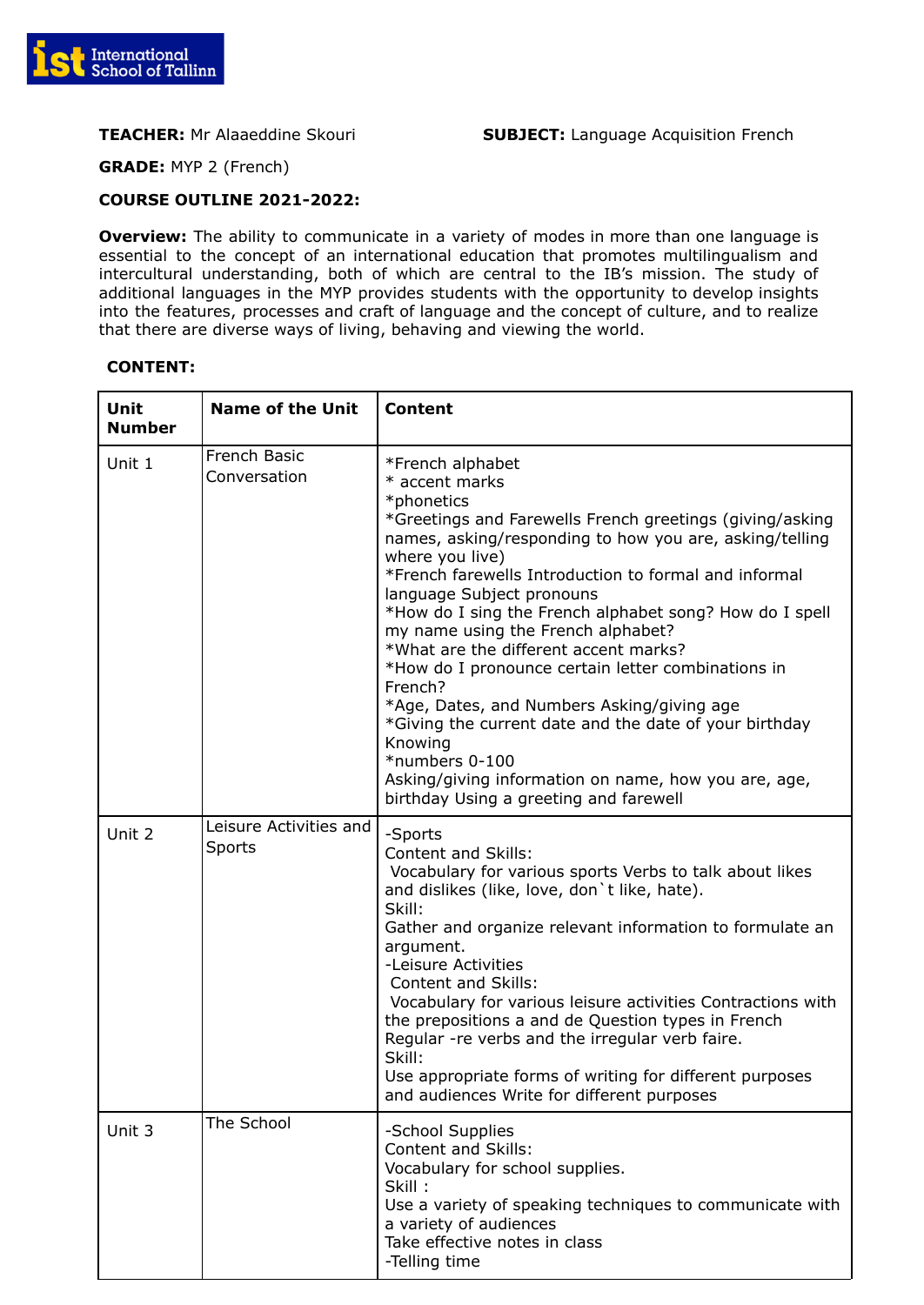**TEACHER:** Mr Alaaeddine Skouri **SUBJECT:** Language Acquisition French

**GRADE:** MYP 2 (French)

**COURSE OUTLINE 2021-2022:**

**Overview:** The ability to communicate in a variety of modes in more than one language is essential to the concept of an international education that promotes multilingualism and intercultural understanding, both of which are central to the IB's mission. The study of additional languages in the MYP provides students with the opportunity to develop insights into the features, processes and craft of language and the concept of culture, and to realize that there are diverse ways of living, behaving and viewing the world.

**CONTENT:**

| Unit Number | Name of the Unit | Content |
|---|---|---|
| Unit 1 | French Basic Conversation | *French alphabet<br>* accent marks<br>*phonetics<br>*Greetings and Farewells French greetings (giving/asking names, asking/responding to how you are, asking/telling where you live)<br>*French farewells Introduction to formal and informal language Subject pronouns<br>*How do I sing the French alphabet song? How do I spell my name using the French alphabet?<br>*What are the different accent marks?<br>*How do I pronounce certain letter combinations in French?<br>*Age, Dates, and Numbers Asking/giving age<br>*Giving the current date and the date of your birthday Knowing<br>*numbers 0-100<br>Asking/giving information on name, how you are, age, birthday Using a greeting and farewell |
| Unit 2 | Leisure Activities and Sports | -Sports<br>Content and Skills:<br>Vocabulary for various sports Verbs to talk about likes and dislikes (like, love, don`t like, hate).<br>Skill:<br>Gather and organize relevant information to formulate an argument.<br>-Leisure Activities<br>Content and Skills:<br>Vocabulary for various leisure activities Contractions with the prepositions a and de Question types in French Regular -re verbs and the irregular verb faire.<br>Skill:<br>Use appropriate forms of writing for different purposes and audiences Write for different purposes |
| Unit 3 | The School | -School Supplies<br>Content and Skills:<br>Vocabulary for school supplies.<br>Skill :<br>Use a variety of speaking techniques to communicate with a variety of audiences<br>Take effective notes in class<br>-Telling time |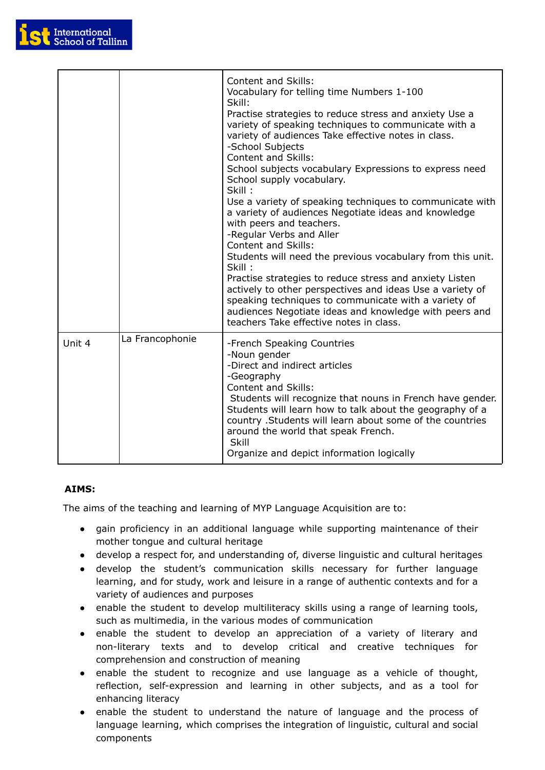|  |  |  |
|---|---|---|
|  |  | Content and Skills:<br>Vocabulary for telling time Numbers 1-100<br>Skill:<br>Practise strategies to reduce stress and anxiety Use a variety of speaking techniques to communicate with a variety of audiences Take effective notes in class.<br>-School Subjects<br>Content and Skills:<br>School subjects vocabulary Expressions to express need School supply vocabulary.<br>Skill :<br>Use a variety of speaking techniques to communicate with a variety of audiences Negotiate ideas and knowledge with peers and teachers.<br>-Regular Verbs and Aller<br>Content and Skills:<br>Students will need the previous vocabulary from this unit.<br>Skill :<br>Practise strategies to reduce stress and anxiety Listen actively to other perspectives and ideas Use a variety of speaking techniques to communicate with a variety of audiences Negotiate ideas and knowledge with peers and teachers Take effective notes in class. |
| Unit 4 | La Francophonie | -French Speaking Countries<br>-Noun gender<br>-Direct and indirect articles<br>-Geography<br>Content and Skills:<br>Students will recognize that nouns in French have gender. Students will learn how to talk about the geography of a country .Students will learn about some of the countries around the world that speak French.<br>Skill<br>Organize and depict information logically |

**AIMS:**

The aims of the teaching and learning of MYP Language Acquisition are to:

- gain proficiency in an additional language while supporting maintenance of their mother tongue and cultural heritage
- develop a respect for, and understanding of, diverse linguistic and cultural heritages
- develop the student's communication skills necessary for further language learning, and for study, work and leisure in a range of authentic contexts and for a variety of audiences and purposes
- enable the student to develop multiliteracy skills using a range of learning tools, such as multimedia, in the various modes of communication
- enable the student to develop an appreciation of a variety of literary and non-literary texts and to develop critical and creative techniques for comprehension and construction of meaning
- enable the student to recognize and use language as a vehicle of thought, reflection, self-expression and learning in other subjects, and as a tool for enhancing literacy
- enable the student to understand the nature of language and the process of language learning, which comprises the integration of linguistic, cultural and social components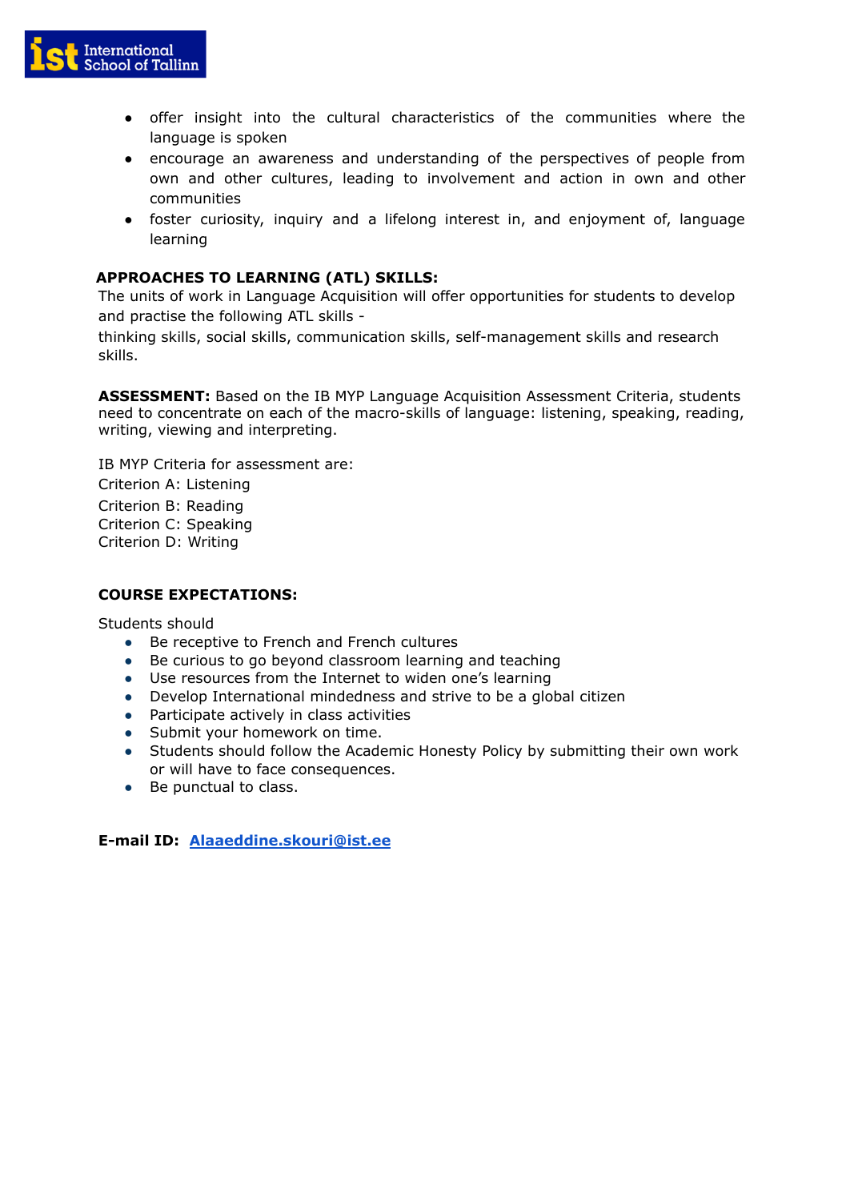- offer insight into the cultural characteristics of the communities where the language is spoken
- encourage an awareness and understanding of the perspectives of people from own and other cultures, leading to involvement and action in own and other communities
- foster curiosity, inquiry and a lifelong interest in, and enjoyment of, language learning

**APPROACHES TO LEARNING (ATL) SKILLS:**

The units of work in Language Acquisition will offer opportunities for students to develop and practise the following ATL skills -

thinking skills, social skills, communication skills, self-management skills and research skills.

**ASSESSMENT:** Based on the IB MYP Language Acquisition Assessment Criteria, students need to concentrate on each of the macro-skills of language: listening, speaking, reading, writing, viewing and interpreting.

IB MYP Criteria for assessment are:

Criterion A: Listening

Criterion B: Reading

Criterion C: Speaking

Criterion D: Writing

**COURSE EXPECTATIONS:**

Students should

- Be receptive to French and French cultures
- Be curious to go beyond classroom learning and teaching
- Use resources from the Internet to widen one's learning
- Develop International mindedness and strive to be a global citizen
- Participate actively in class activities
- Submit your homework on time.
- Students should follow the Academic Honesty Policy by submitting their own work or will have to face consequences.
- Be punctual to class.

**E-mail ID:** **Alaaeddine.skouri@ist.ee**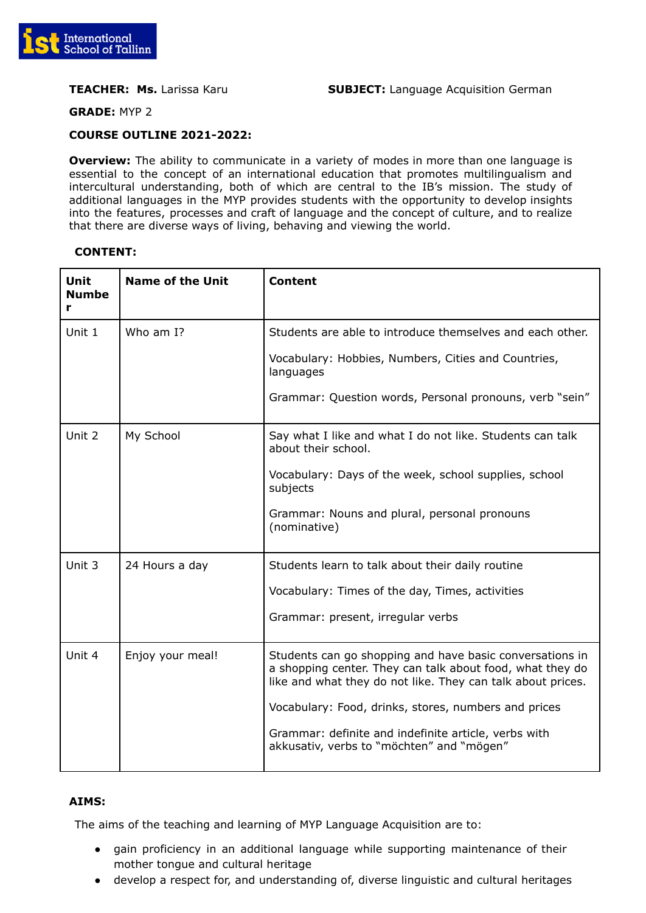**TEACHER: Ms.** Larissa Karu **SUBJECT:** Language Acquisition German

**GRADE:** MYP 2

**COURSE OUTLINE 2021-2022:**

**Overview:** The ability to communicate in a variety of modes in more than one language is essential to the concept of an international education that promotes multilingualism and intercultural understanding, both of which are central to the IB's mission. The study of additional languages in the MYP provides students with the opportunity to develop insights into the features, processes and craft of language and the concept of culture, and to realize that there are diverse ways of living, behaving and viewing the world.

**CONTENT:**

| Unit Number | Name of the Unit | Content |
|---|---|---|
| Unit 1 | Who am I? | Students are able to introduce themselves and each other.<br><br>Vocabulary: Hobbies, Numbers, Cities and Countries, languages<br><br>Grammar: Question words, Personal pronouns, verb "sein" |
| Unit 2 | My School | Say what I like and what I do not like. Students can talk about their school.<br><br>Vocabulary: Days of the week, school supplies, school subjects<br><br>Grammar: Nouns and plural, personal pronouns (nominative) |
| Unit 3 | 24 Hours a day | Students learn to talk about their daily routine<br><br>Vocabulary: Times of the day, Times, activities<br><br>Grammar: present, irregular verbs |
| Unit 4 | Enjoy your meal! | Students can go shopping and have basic conversations in a shopping center. They can talk about food, what they do like and what they do not like. They can talk about prices.<br><br>Vocabulary: Food, drinks, stores, numbers and prices<br><br>Grammar: definite and indefinite article, verbs with akkusativ, verbs to "möchten" and "mögen" |

**AIMS:**

The aims of the teaching and learning of MYP Language Acquisition are to:

- gain proficiency in an additional language while supporting maintenance of their mother tongue and cultural heritage
- develop a respect for, and understanding of, diverse linguistic and cultural heritages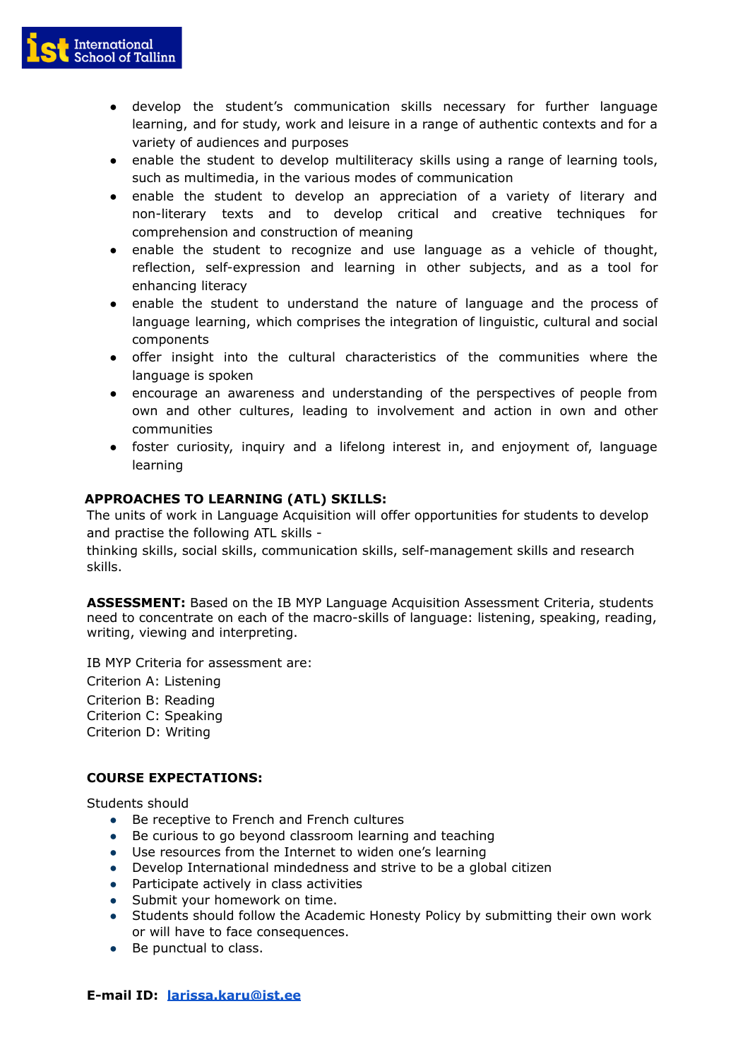- develop the student's communication skills necessary for further language learning, and for study, work and leisure in a range of authentic contexts and for a variety of audiences and purposes
- enable the student to develop multiliteracy skills using a range of learning tools, such as multimedia, in the various modes of communication
- enable the student to develop an appreciation of a variety of literary and non-literary texts and to develop critical and creative techniques for comprehension and construction of meaning
- enable the student to recognize and use language as a vehicle of thought, reflection, self-expression and learning in other subjects, and as a tool for enhancing literacy
- enable the student to understand the nature of language and the process of language learning, which comprises the integration of linguistic, cultural and social components
- offer insight into the cultural characteristics of the communities where the language is spoken
- encourage an awareness and understanding of the perspectives of people from own and other cultures, leading to involvement and action in own and other communities
- foster curiosity, inquiry and a lifelong interest in, and enjoyment of, language learning

**APPROACHES TO LEARNING (ATL) SKILLS:**

The units of work in Language Acquisition will offer opportunities for students to develop and practise the following ATL skills -
thinking skills, social skills, communication skills, self-management skills and research skills.

**ASSESSMENT:** Based on the IB MYP Language Acquisition Assessment Criteria, students need to concentrate on each of the macro-skills of language: listening, speaking, reading, writing, viewing and interpreting.

IB MYP Criteria for assessment are:
Criterion A: Listening
Criterion B: Reading
Criterion C: Speaking
Criterion D: Writing

**COURSE EXPECTATIONS:**

Students should

- Be receptive to French and French cultures
- Be curious to go beyond classroom learning and teaching
- Use resources from the Internet to widen one's learning
- Develop International mindedness and strive to be a global citizen
- Participate actively in class activities
- Submit your homework on time.
- Students should follow the Academic Honesty Policy by submitting their own work or will have to face consequences.
- Be punctual to class.

**E-mail ID:** larissa.karu@ist.ee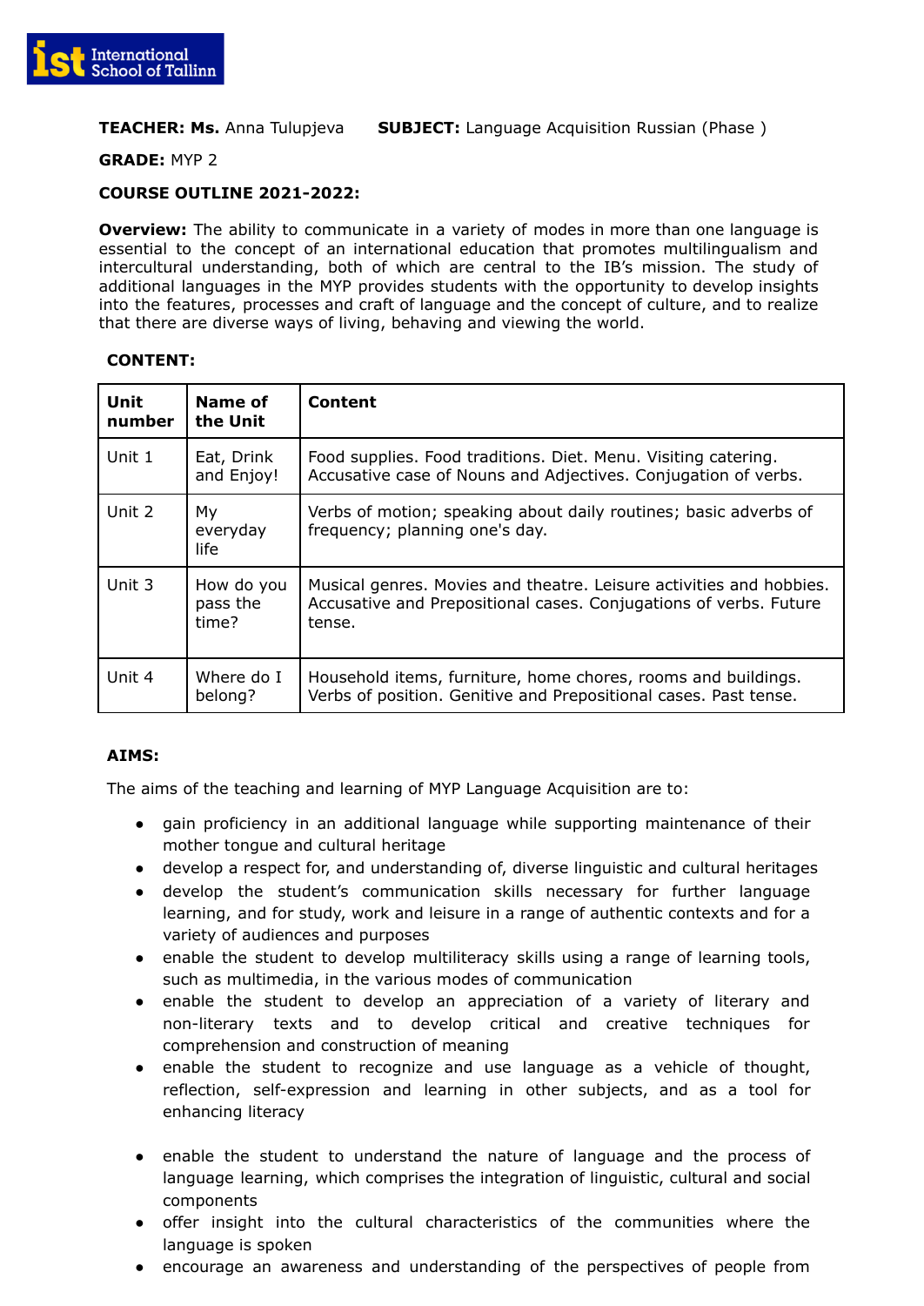**TEACHER: Ms.** Anna Tulupjeva **SUBJECT:** Language Acquisition Russian (Phase )

**GRADE:** MYP 2

**COURSE OUTLINE 2021-2022:**

**Overview:** The ability to communicate in a variety of modes in more than one language is essential to the concept of an international education that promotes multilingualism and intercultural understanding, both of which are central to the IB's mission. The study of additional languages in the MYP provides students with the opportunity to develop insights into the features, processes and craft of language and the concept of culture, and to realize that there are diverse ways of living, behaving and viewing the world.

**CONTENT:**

| Unit number | Name of the Unit | Content |
|---|---|---|
| Unit 1 | Eat, Drink and Enjoy! | Food supplies. Food traditions. Diet. Menu. Visiting catering. Accusative case of Nouns and Adjectives. Conjugation of verbs. |
| Unit 2 | My everyday life | Verbs of motion; speaking about daily routines; basic adverbs of frequency; planning one's day. |
| Unit 3 | How do you pass the time? | Musical genres. Movies and theatre. Leisure activities and hobbies. Accusative and Prepositional cases. Conjugations of verbs. Future tense. |
| Unit 4 | Where do I belong? | Household items, furniture, home chores, rooms and buildings. Verbs of position. Genitive and Prepositional cases. Past tense. |

**AIMS:**

The aims of the teaching and learning of MYP Language Acquisition are to:

- gain proficiency in an additional language while supporting maintenance of their mother tongue and cultural heritage
- develop a respect for, and understanding of, diverse linguistic and cultural heritages
- develop the student's communication skills necessary for further language learning, and for study, work and leisure in a range of authentic contexts and for a variety of audiences and purposes
- enable the student to develop multiliteracy skills using a range of learning tools, such as multimedia, in the various modes of communication
- enable the student to develop an appreciation of a variety of literary and non-literary texts and to develop critical and creative techniques for comprehension and construction of meaning
- enable the student to recognize and use language as a vehicle of thought, reflection, self-expression and learning in other subjects, and as a tool for enhancing literacy
- enable the student to understand the nature of language and the process of language learning, which comprises the integration of linguistic, cultural and social components
- offer insight into the cultural characteristics of the communities where the language is spoken
- encourage an awareness and understanding of the perspectives of people from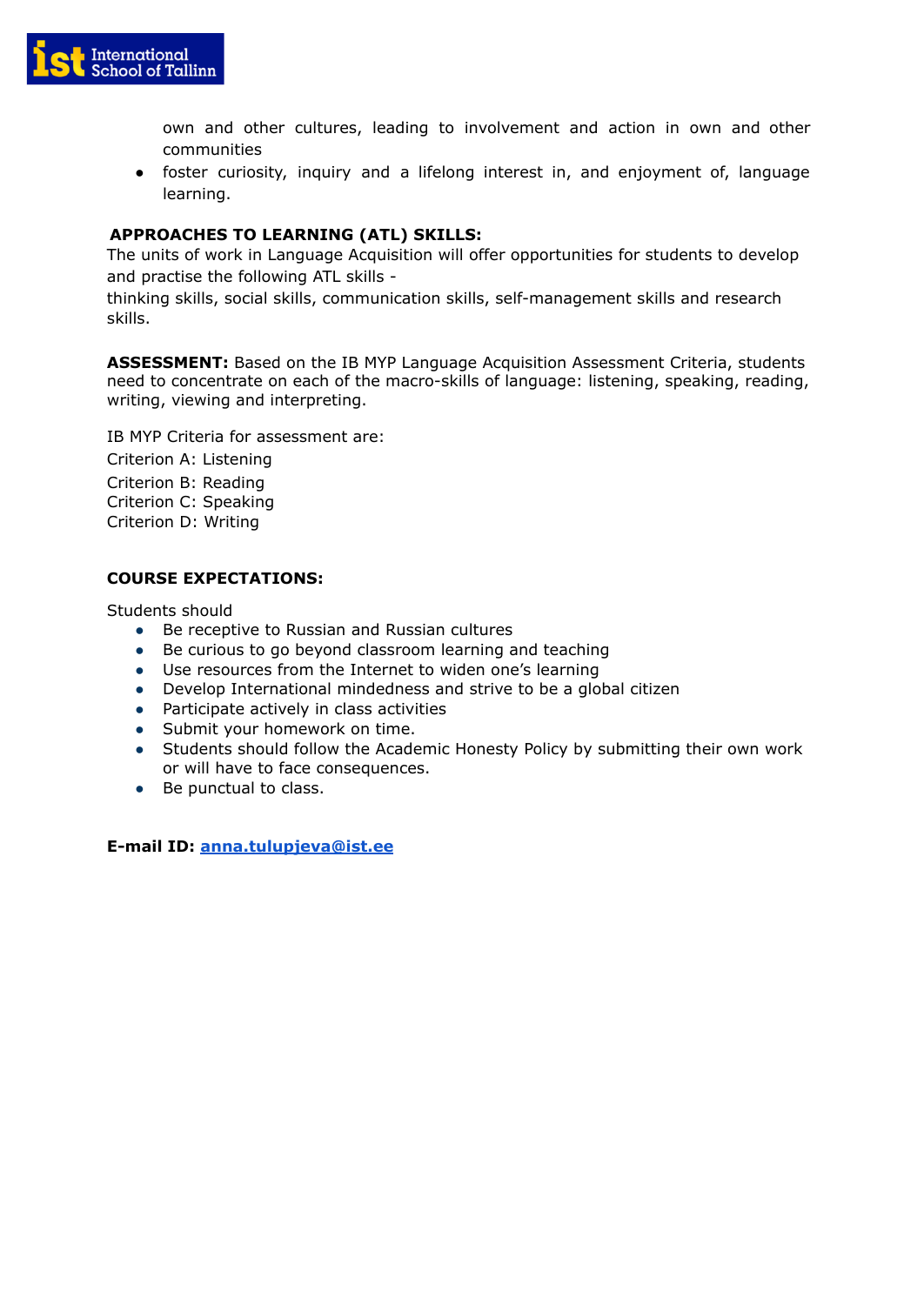own and other cultures, leading to involvement and action in own and other communities
- foster curiosity, inquiry and a lifelong interest in, and enjoyment of, language learning.

**APPROACHES TO LEARNING (ATL) SKILLS:**

The units of work in Language Acquisition will offer opportunities for students to develop and practise the following ATL skills -
thinking skills, social skills, communication skills, self-management skills and research skills.

**ASSESSMENT:** Based on the IB MYP Language Acquisition Assessment Criteria, students need to concentrate on each of the macro-skills of language: listening, speaking, reading, writing, viewing and interpreting.

IB MYP Criteria for assessment are:
Criterion A: Listening
Criterion B: Reading
Criterion C: Speaking
Criterion D: Writing

**COURSE EXPECTATIONS:**

Students should

- Be receptive to Russian and Russian cultures
- Be curious to go beyond classroom learning and teaching
- Use resources from the Internet to widen one's learning
- Develop International mindedness and strive to be a global citizen
- Participate actively in class activities
- Submit your homework on time.
- Students should follow the Academic Honesty Policy by submitting their own work or will have to face consequences.
- Be punctual to class.

**E-mail ID: anna.tulupjeva@ist.ee**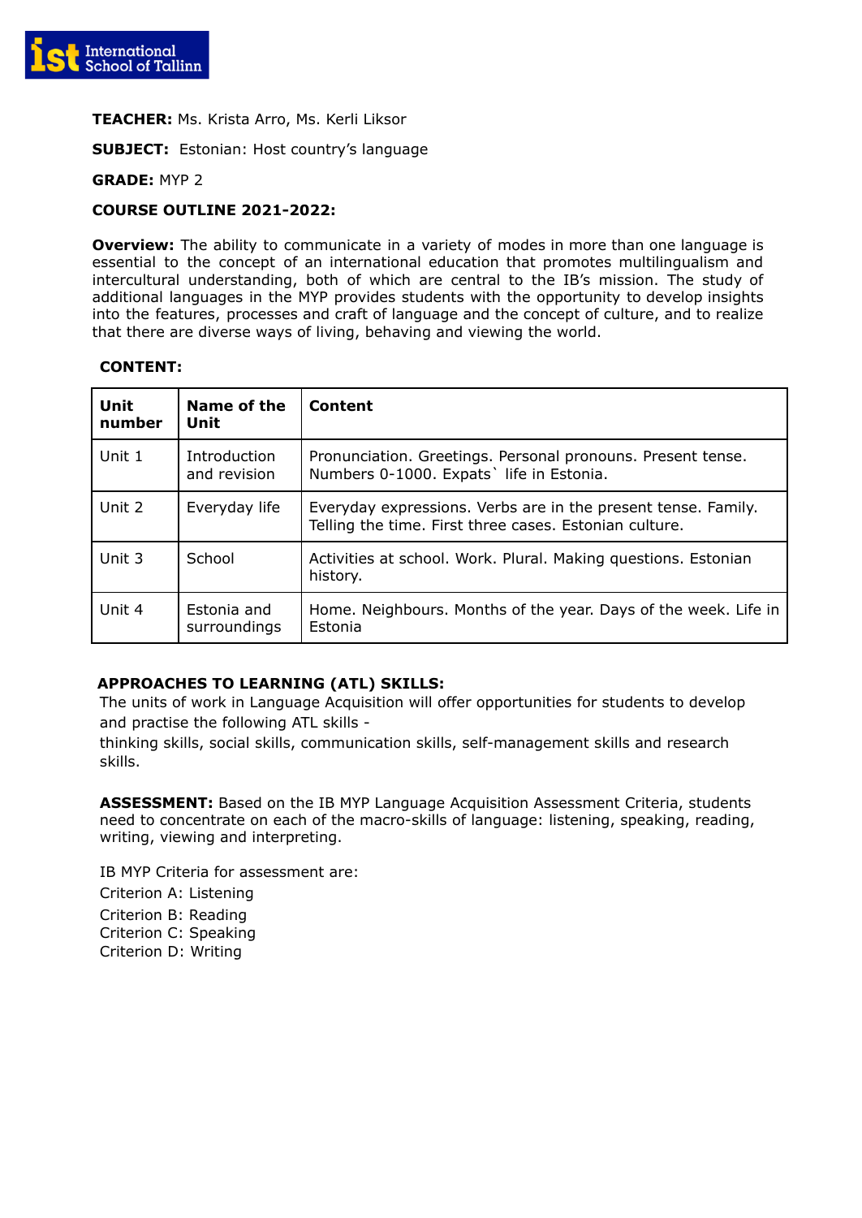**TEACHER:** Ms. Krista Arro, Ms. Kerli Liksor

**SUBJECT:** Estonian: Host country's language

**GRADE:** MYP 2

**COURSE OUTLINE 2021-2022:**

**Overview:** The ability to communicate in a variety of modes in more than one language is essential to the concept of an international education that promotes multilingualism and intercultural understanding, both of which are central to the IB's mission. The study of additional languages in the MYP provides students with the opportunity to develop insights into the features, processes and craft of language and the concept of culture, and to realize that there are diverse ways of living, behaving and viewing the world.

**CONTENT:**

| Unit number | Name of the Unit | Content |
|---|---|---|
| Unit 1 | Introduction and revision | Pronunciation. Greetings. Personal pronouns. Present tense. Numbers 0-1000. Expats` life in Estonia. |
| Unit 2 | Everyday life | Everyday expressions. Verbs are in the present tense. Family. Telling the time. First three cases. Estonian culture. |
| Unit 3 | School | Activities at school. Work. Plural. Making questions. Estonian history. |
| Unit 4 | Estonia and surroundings | Home. Neighbours. Months of the year. Days of the week. Life in Estonia |

**APPROACHES TO LEARNING (ATL) SKILLS:**

The units of work in Language Acquisition will offer opportunities for students to develop and practise the following ATL skills -

thinking skills, social skills, communication skills, self-management skills and research skills.

**ASSESSMENT:** Based on the IB MYP Language Acquisition Assessment Criteria, students need to concentrate on each of the macro-skills of language: listening, speaking, reading, writing, viewing and interpreting.

IB MYP Criteria for assessment are:

Criterion A: Listening

Criterion B: Reading

Criterion C: Speaking

Criterion D: Writing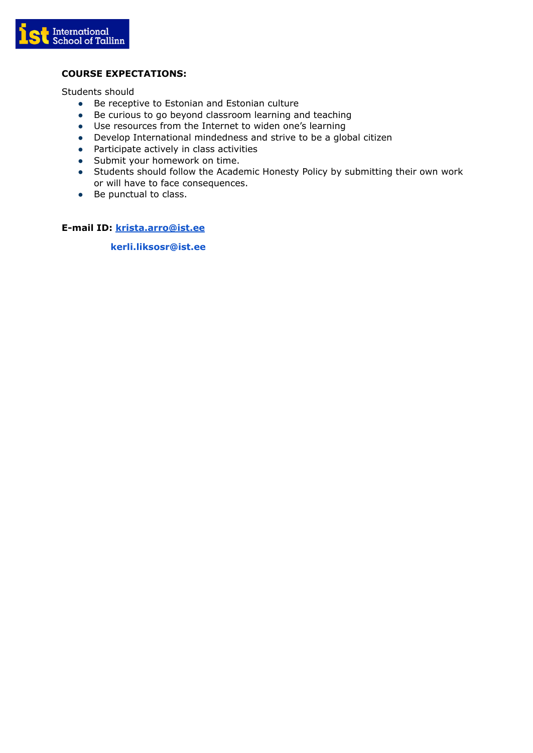**COURSE EXPECTATIONS:**

Students should

- Be receptive to Estonian and Estonian culture
- Be curious to go beyond classroom learning and teaching
- Use resources from the Internet to widen one's learning
- Develop International mindedness and strive to be a global citizen
- Participate actively in class activities
- Submit your homework on time.
- Students should follow the Academic Honesty Policy by submitting their own work or will have to face consequences.
- Be punctual to class.

**E-mail ID:** **krista.arro@ist.ee**

**kerli.liksosr@ist.ee**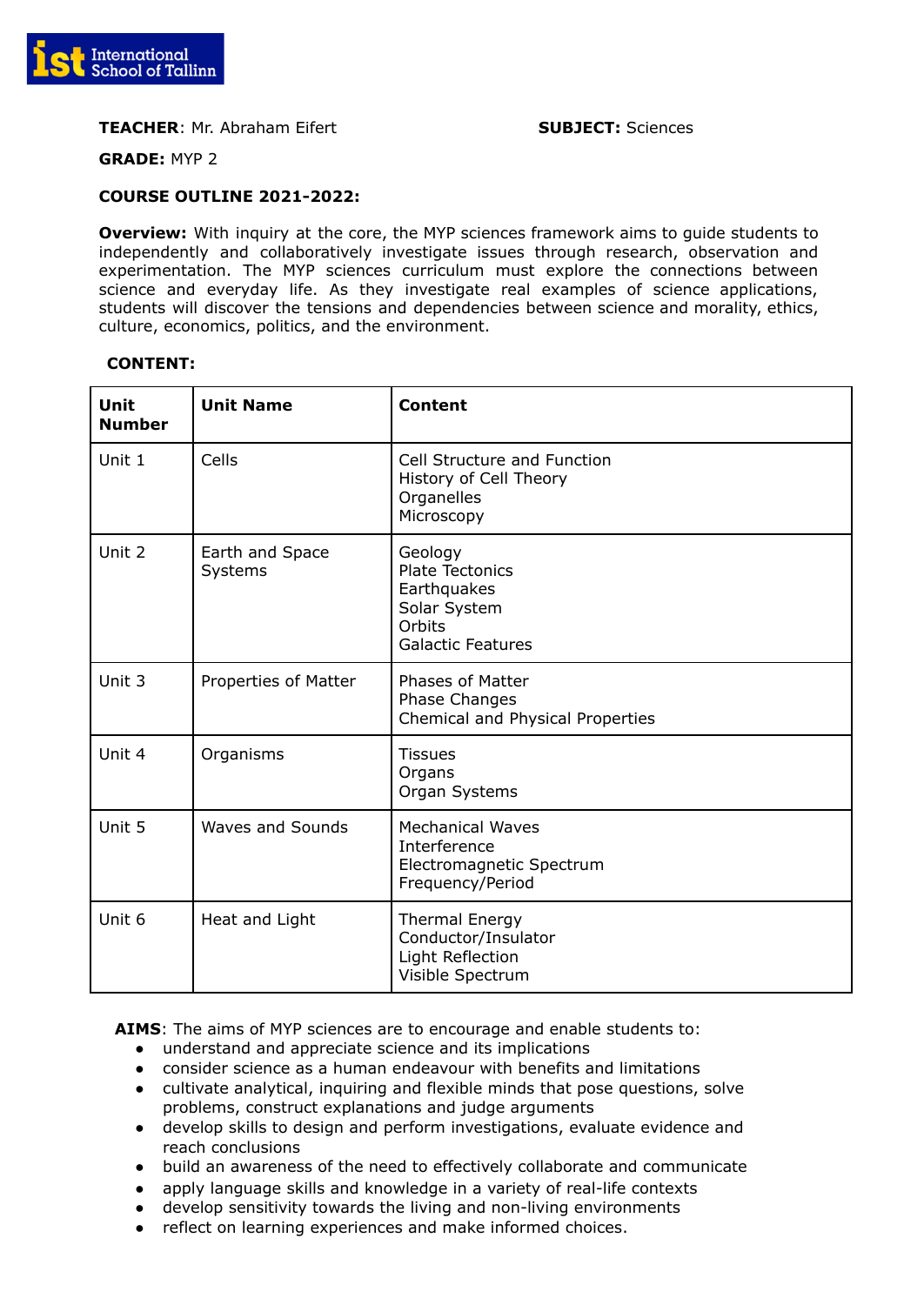**TEACHER**: Mr. Abraham Eifert **SUBJECT:** Sciences

**GRADE:** MYP 2

**COURSE OUTLINE 2021-2022:**

**Overview:** With inquiry at the core, the MYP sciences framework aims to guide students to independently and collaboratively investigate issues through research, observation and experimentation. The MYP sciences curriculum must explore the connections between science and everyday life. As they investigate real examples of science applications, students will discover the tensions and dependencies between science and morality, ethics, culture, economics, politics, and the environment.

**CONTENT:**

| Unit Number | Unit Name | Content |
|---|---|---|
| Unit 1 | Cells | Cell Structure and Function<br>History of Cell Theory<br>Organelles<br>Microscopy |
| Unit 2 | Earth and Space Systems | Geology<br>Plate Tectonics<br>Earthquakes<br>Solar System<br>Orbits<br>Galactic Features |
| Unit 3 | Properties of Matter | Phases of Matter<br>Phase Changes<br>Chemical and Physical Properties |
| Unit 4 | Organisms | Tissues<br>Organs<br>Organ Systems |
| Unit 5 | Waves and Sounds | Mechanical Waves<br>Interference<br>Electromagnetic Spectrum<br>Frequency/Period |
| Unit 6 | Heat and Light | Thermal Energy<br>Conductor/Insulator<br>Light Reflection<br>Visible Spectrum |

**AIMS**: The aims of MYP sciences are to encourage and enable students to:

- understand and appreciate science and its implications
- consider science as a human endeavour with benefits and limitations
- cultivate analytical, inquiring and flexible minds that pose questions, solve problems, construct explanations and judge arguments
- develop skills to design and perform investigations, evaluate evidence and reach conclusions
- build an awareness of the need to effectively collaborate and communicate
- apply language skills and knowledge in a variety of real-life contexts
- develop sensitivity towards the living and non-living environments
- reflect on learning experiences and make informed choices.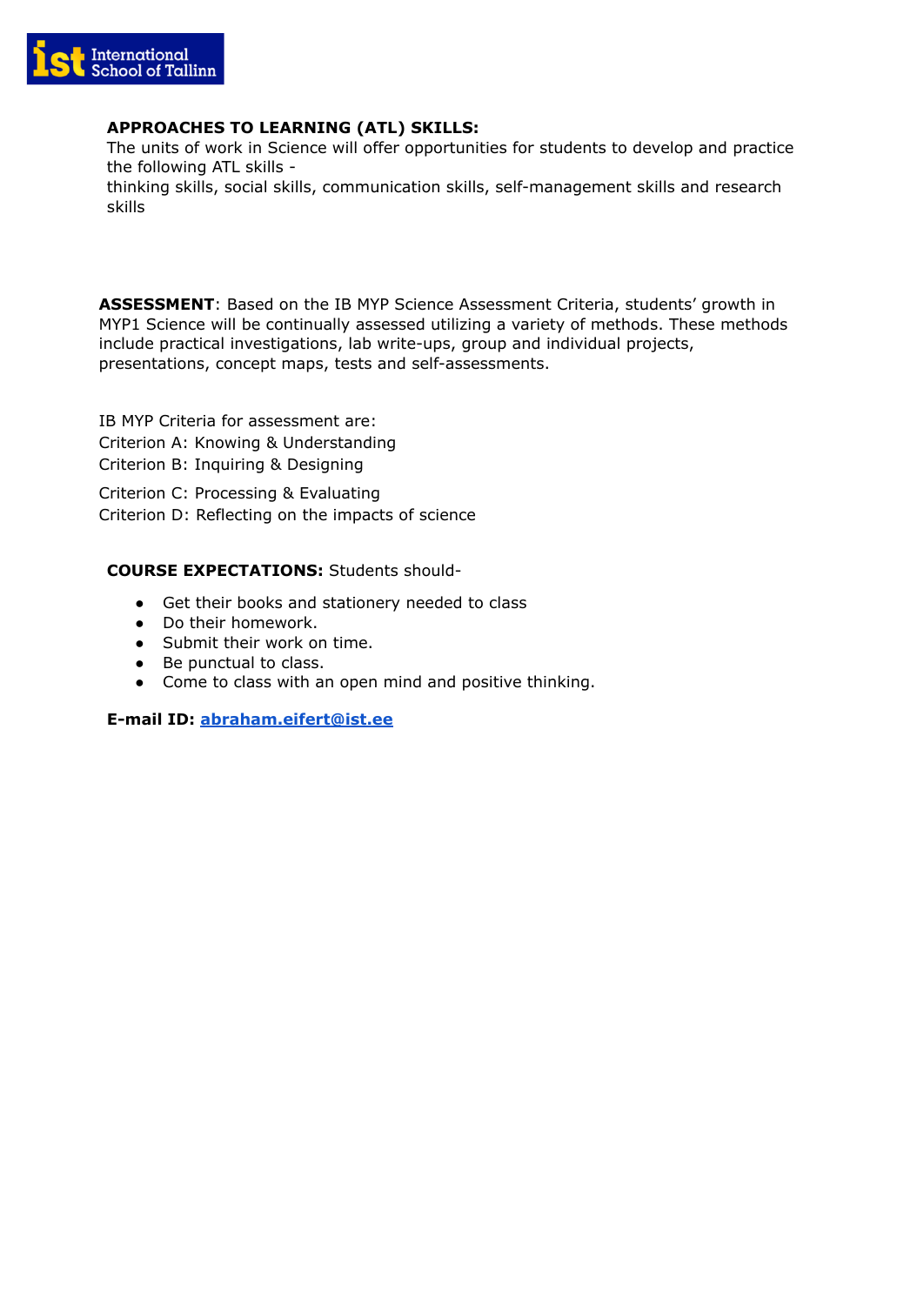**APPROACHES TO LEARNING (ATL) SKILLS:**
The units of work in Science will offer opportunities for students to develop and practice the following ATL skills -
thinking skills, social skills, communication skills, self-management skills and research skills

**ASSESSMENT**: Based on the IB MYP Science Assessment Criteria, students' growth in MYP1 Science will be continually assessed utilizing a variety of methods. These methods include practical investigations, lab write-ups, group and individual projects, presentations, concept maps, tests and self-assessments.

IB MYP Criteria for assessment are:
Criterion A: Knowing & Understanding
Criterion B: Inquiring & Designing
Criterion C: Processing & Evaluating
Criterion D: Reflecting on the impacts of science

**COURSE EXPECTATIONS:** Students should-

- Get their books and stationery needed to class
- Do their homework.
- Submit their work on time.
- Be punctual to class.
- Come to class with an open mind and positive thinking.

**E-mail ID: abraham.eifert@ist.ee**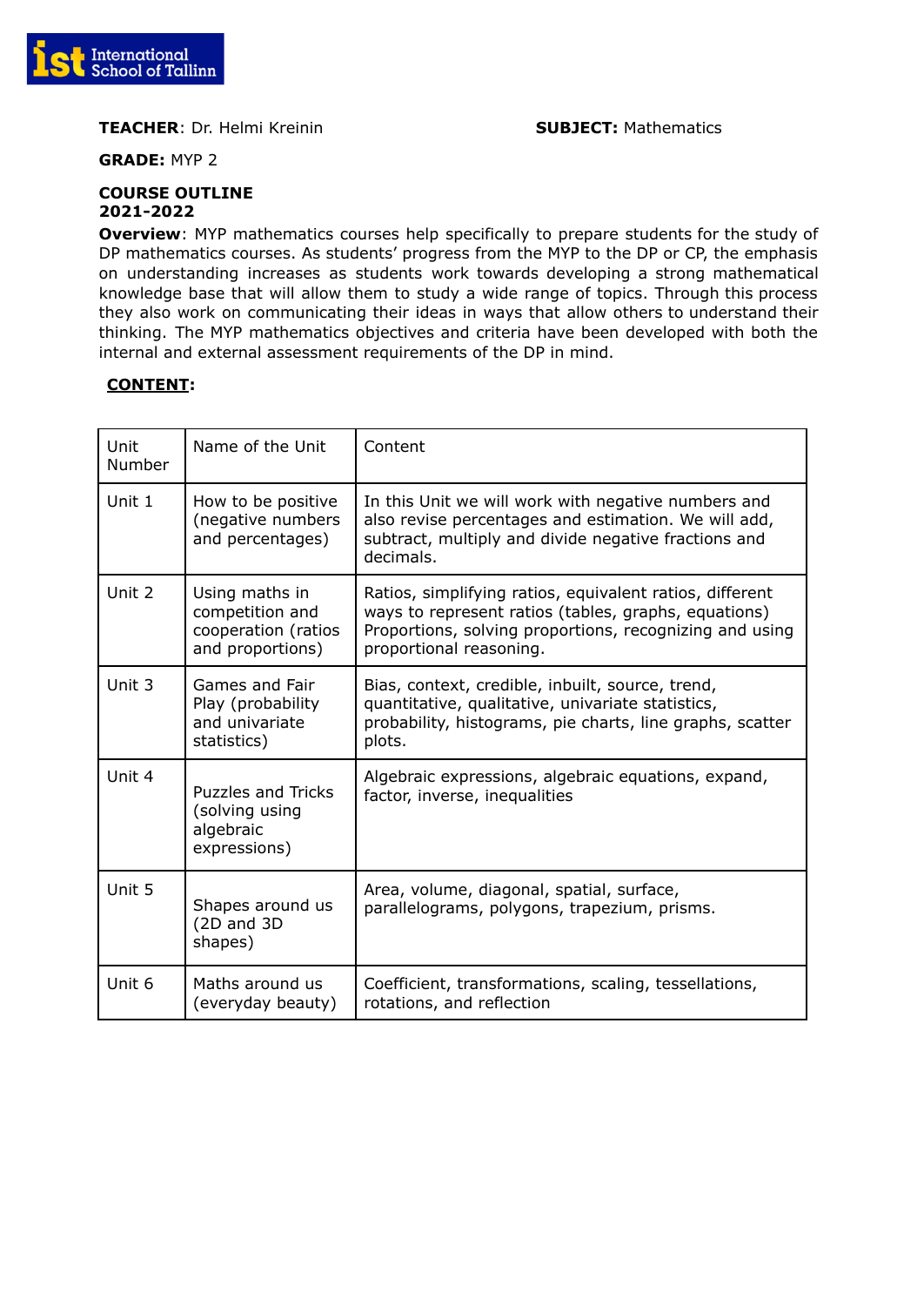**TEACHER**: Dr. Helmi Kreinin

**SUBJECT:** Mathematics

**GRADE:** MYP 2

**COURSE OUTLINE**
**2021-2022**

**Overview**: MYP mathematics courses help specifically to prepare students for the study of DP mathematics courses. As students' progress from the MYP to the DP or CP, the emphasis on understanding increases as students work towards developing a strong mathematical knowledge base that will allow them to study a wide range of topics. Through this process they also work on communicating their ideas in ways that allow others to understand their thinking. The MYP mathematics objectives and criteria have been developed with both the internal and external assessment requirements of the DP in mind.

**CONTENT:**

| Unit Number | Name of the Unit | Content |
|---|---|---|
| Unit 1 | How to be positive (negative numbers and percentages) | In this Unit we will work with negative numbers and also revise percentages and estimation. We will add, subtract, multiply and divide negative fractions and decimals. |
| Unit 2 | Using maths in competition and cooperation (ratios and proportions) | Ratios, simplifying ratios, equivalent ratios, different ways to represent ratios (tables, graphs, equations) Proportions, solving proportions, recognizing and using proportional reasoning. |
| Unit 3 | Games and Fair Play (probability and univariate statistics) | Bias, context, credible, inbuilt, source, trend, quantitative, qualitative, univariate statistics, probability, histograms, pie charts, line graphs, scatter plots. |
| Unit 4 | Puzzles and Tricks (solving using algebraic expressions) | Algebraic expressions, algebraic equations, expand, factor, inverse, inequalities |
| Unit 5 | Shapes around us (2D and 3D shapes) | Area, volume, diagonal, spatial, surface, parallelograms, polygons, trapezium, prisms. |
| Unit 6 | Maths around us (everyday beauty) | Coefficient, transformations, scaling, tessellations, rotations, and reflection |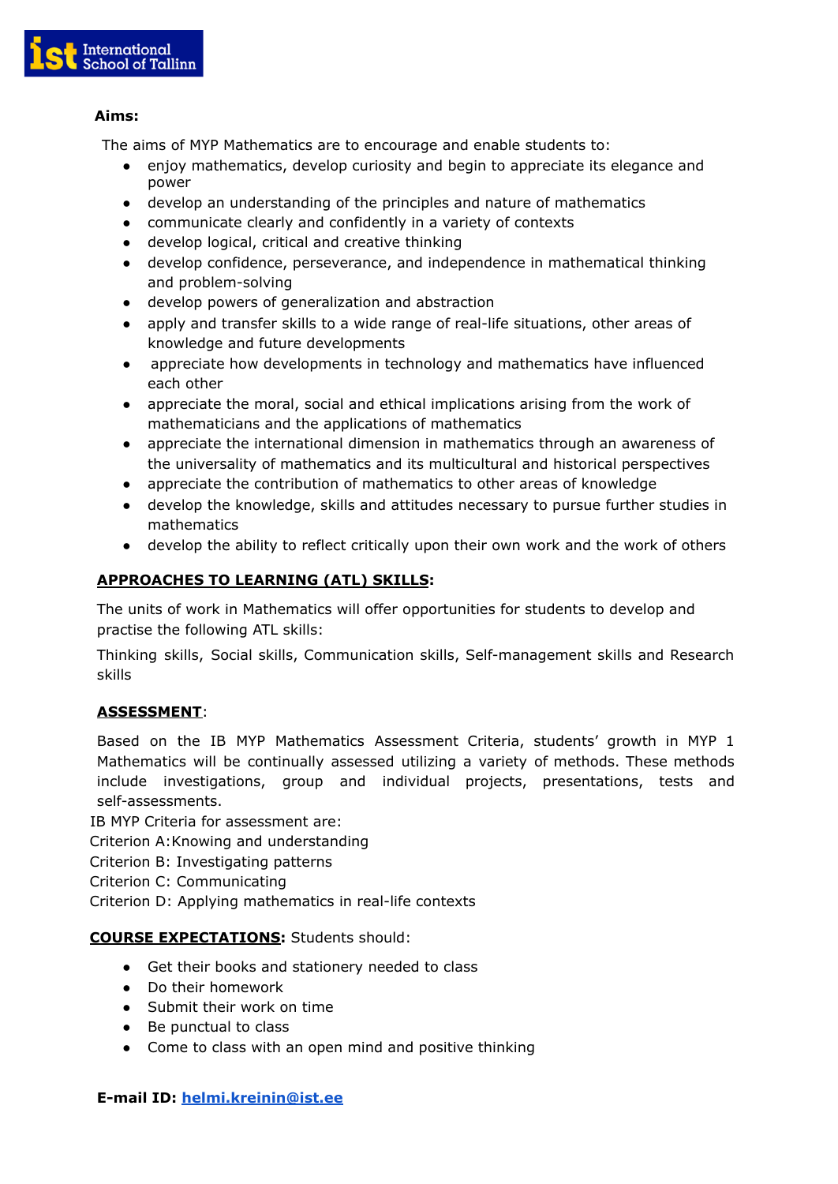**Aims:**

The aims of MYP Mathematics are to encourage and enable students to:

- enjoy mathematics, develop curiosity and begin to appreciate its elegance and power
- develop an understanding of the principles and nature of mathematics
- communicate clearly and confidently in a variety of contexts
- develop logical, critical and creative thinking
- develop confidence, perseverance, and independence in mathematical thinking and problem-solving
- develop powers of generalization and abstraction
- apply and transfer skills to a wide range of real-life situations, other areas of knowledge and future developments
- appreciate how developments in technology and mathematics have influenced each other
- appreciate the moral, social and ethical implications arising from the work of mathematicians and the applications of mathematics
- appreciate the international dimension in mathematics through an awareness of the universality of mathematics and its multicultural and historical perspectives
- appreciate the contribution of mathematics to other areas of knowledge
- develop the knowledge, skills and attitudes necessary to pursue further studies in mathematics
- develop the ability to reflect critically upon their own work and the work of others

**APPROACHES TO LEARNING (ATL) SKILLS:**

The units of work in Mathematics will offer opportunities for students to develop and practise the following ATL skills:

Thinking skills, Social skills, Communication skills, Self-management skills and Research skills

**ASSESSMENT**:

Based on the IB MYP Mathematics Assessment Criteria, students' growth in MYP 1 Mathematics will be continually assessed utilizing a variety of methods. These methods include investigations, group and individual projects, presentations, tests and self-assessments.

IB MYP Criteria for assessment are:
Criterion A: Knowing and understanding
Criterion B: Investigating patterns
Criterion C: Communicating
Criterion D: Applying mathematics in real-life contexts

**COURSE EXPECTATIONS:** Students should:

- Get their books and stationery needed to class
- Do their homework
- Submit their work on time
- Be punctual to class
- Come to class with an open mind and positive thinking

**E-mail ID: helmi.kreinin@ist.ee**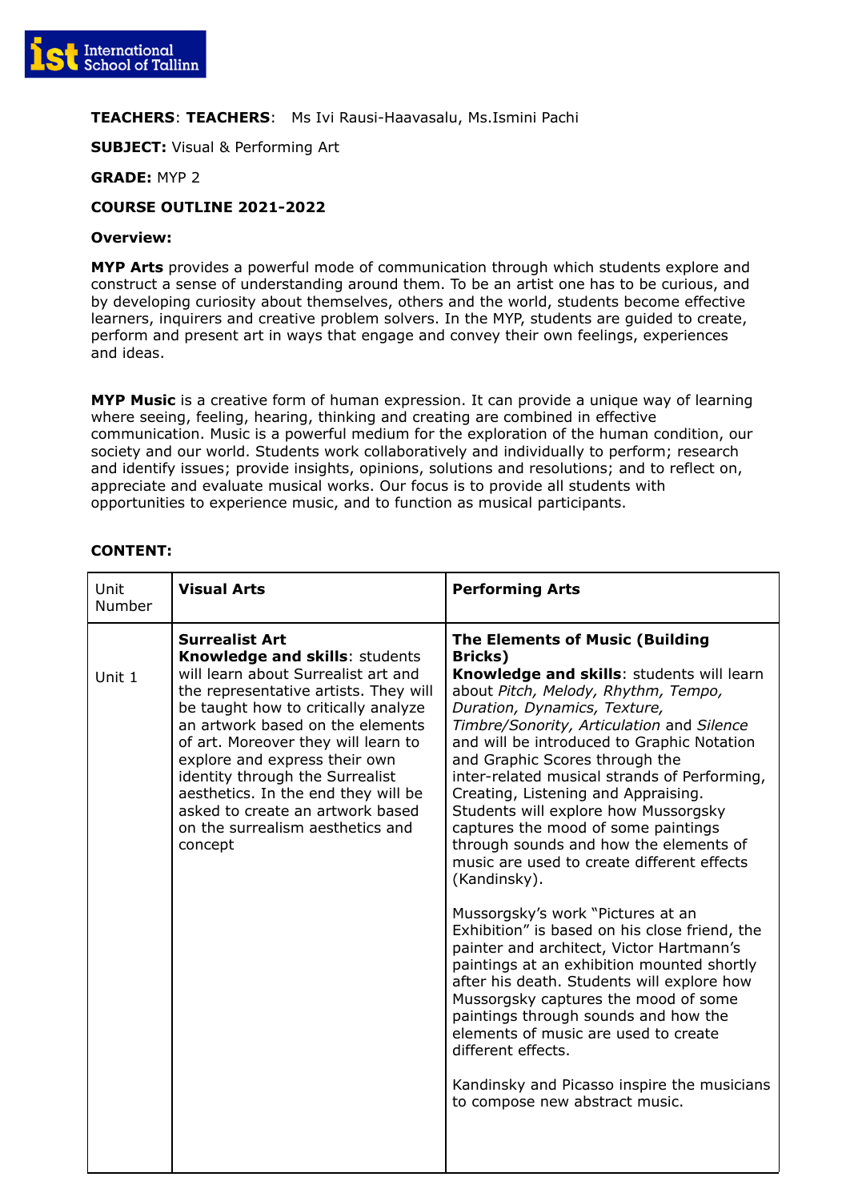**TEACHERS**: **TEACHERS**: Ms Ivi Rausi-Haavasalu, Ms.Ismini Pachi

**SUBJECT:** Visual & Performing Art

**GRADE:** MYP 2

**COURSE OUTLINE 2021-2022**

**Overview:**

**MYP Arts** provides a powerful mode of communication through which students explore and construct a sense of understanding around them. To be an artist one has to be curious, and by developing curiosity about themselves, others and the world, students become effective learners, inquirers and creative problem solvers. In the MYP, students are guided to create, perform and present art in ways that engage and convey their own feelings, experiences and ideas.

**MYP Music** is a creative form of human expression. It can provide a unique way of learning where seeing, feeling, hearing, thinking and creating are combined in effective communication. Music is a powerful medium for the exploration of the human condition, our society and our world. Students work collaboratively and individually to perform; research and identify issues; provide insights, opinions, solutions and resolutions; and to reflect on, appreciate and evaluate musical works. Our focus is to provide all students with opportunities to experience music, and to function as musical participants.

**CONTENT:**

| Unit Number | **Visual Arts** | **Performing Arts** |
|---|---|---|
| Unit 1 | **Surrealist Art**<br>**Knowledge and skills**: students will learn about Surrealist art and the representative artists. They will be taught how to critically analyze an artwork based on the elements of art. Moreover they will learn to explore and express their own identity through the Surrealist aesthetics. In the end they will be asked to create an artwork based on the surrealism aesthetics and concept | **The Elements of Music (Building Bricks)**<br>**Knowledge and skills**: students will learn about *Pitch, Melody, Rhythm, Tempo, Duration, Dynamics, Texture, Timbre/Sonority, Articulation* and *Silence* and will be introduced to Graphic Notation and Graphic Scores through the inter-related musical strands of Performing, Creating, Listening and Appraising. Students will explore how Mussorgsky captures the mood of some paintings through sounds and how the elements of music are used to create different effects (Kandinsky).<br><br>Mussorgsky's work "Pictures at an Exhibition" is based on his close friend, the painter and architect, Victor Hartmann's paintings at an exhibition mounted shortly after his death. Students will explore how Mussorgsky captures the mood of some paintings through sounds and how the elements of music are used to create different effects.<br><br>Kandinsky and Picasso inspire the musicians to compose new abstract music. |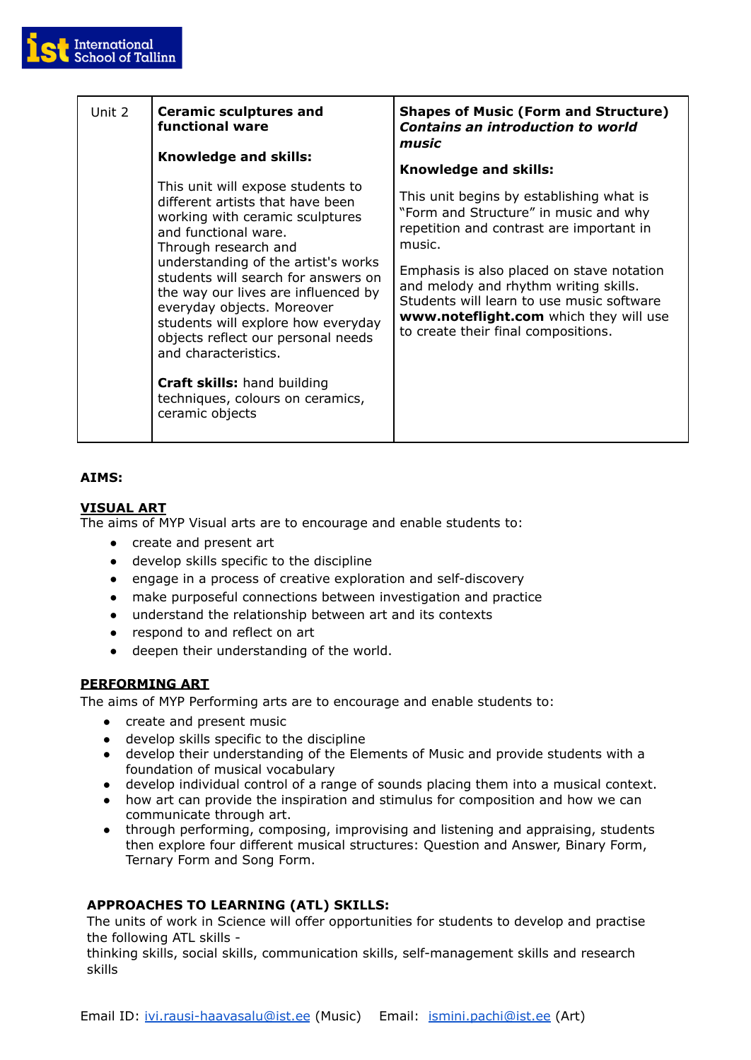| Unit 2 | **Ceramic sculptures and functional ware**<br><br>**Knowledge and skills:**<br><br>This unit will expose students to different artists that have been working with ceramic sculptures and functional ware.<br>Through research and understanding of the artist's works students will search for answers on the way our lives are influenced by everyday objects. Moreover students will explore how everyday objects reflect our personal needs and characteristics.<br><br>**Craft skills:** hand building techniques, colours on ceramics, ceramic objects | **Shapes of Music (Form and Structure)** ***Contains an introduction to world music***<br><br>**Knowledge and skills:**<br><br>This unit begins by establishing what is "Form and Structure" in music and why repetition and contrast are important in music.<br><br>Emphasis is also placed on stave notation and melody and rhythm writing skills. Students will learn to use music software **www.noteflight.com** which they will use to create their final compositions. |
|---|---|---|

**AIMS:**

**VISUAL ART**

The aims of MYP Visual arts are to encourage and enable students to:

- create and present art
- develop skills specific to the discipline
- engage in a process of creative exploration and self-discovery
- make purposeful connections between investigation and practice
- understand the relationship between art and its contexts
- respond to and reflect on art
- deepen their understanding of the world.

**PERFORMING ART**

The aims of MYP Performing arts are to encourage and enable students to:

- create and present music
- develop skills specific to the discipline
- develop their understanding of the Elements of Music and provide students with a foundation of musical vocabulary
- develop individual control of a range of sounds placing them into a musical context.
- how art can provide the inspiration and stimulus for composition and how we can communicate through art.
- through performing, composing, improvising and listening and appraising, students then explore four different musical structures: Question and Answer, Binary Form, Ternary Form and Song Form.

**APPROACHES TO LEARNING (ATL) SKILLS:**

The units of work in Science will offer opportunities for students to develop and practise the following ATL skills -
thinking skills, social skills, communication skills, self-management skills and research skills

Email ID: ivi.rausi-haavasalu@ist.ee (Music) Email: ismini.pachi@ist.ee (Art)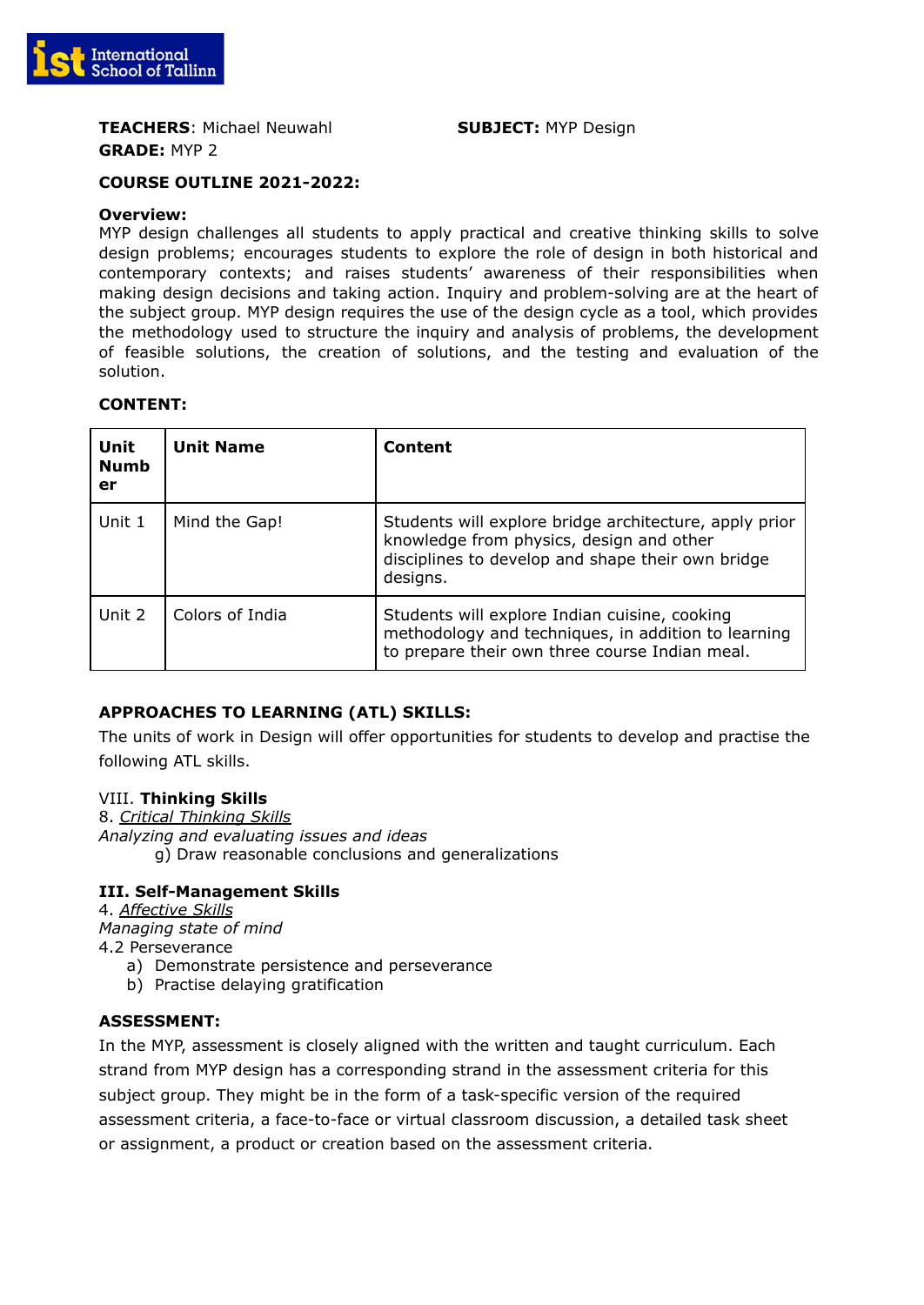**TEACHERS**: Michael Neuwahl **SUBJECT:** MYP Design

**GRADE:** MYP 2

**COURSE OUTLINE 2021-2022:**

**Overview:**

MYP design challenges all students to apply practical and creative thinking skills to solve design problems; encourages students to explore the role of design in both historical and contemporary contexts; and raises students' awareness of their responsibilities when making design decisions and taking action. Inquiry and problem-solving are at the heart of the subject group. MYP design requires the use of the design cycle as a tool, which provides the methodology used to structure the inquiry and analysis of problems, the development of feasible solutions, the creation of solutions, and the testing and evaluation of the solution.

**CONTENT:**

| Unit Number | Unit Name | Content |
|---|---|---|
| Unit 1 | Mind the Gap! | Students will explore bridge architecture, apply prior knowledge from physics, design and other disciplines to develop and shape their own bridge designs. |
| Unit 2 | Colors of India | Students will explore Indian cuisine, cooking methodology and techniques, in addition to learning to prepare their own three course Indian meal. |

**APPROACHES TO LEARNING (ATL) SKILLS:**

The units of work in Design will offer opportunities for students to develop and practise the following ATL skills.

VIII. **Thinking Skills**

8. ***Critical Thinking Skills***

*Analyzing and evaluating issues and ideas*

g) Draw reasonable conclusions and generalizations

**III. Self-Management Skills**

4. ***Affective Skills***

*Managing state of mind*

4.2 Perseverance

a) Demonstrate persistence and perseverance
b) Practise delaying gratification

**ASSESSMENT:**

In the MYP, assessment is closely aligned with the written and taught curriculum. Each strand from MYP design has a corresponding strand in the assessment criteria for this subject group. They might be in the form of a task-specific version of the required assessment criteria, a face-to-face or virtual classroom discussion, a detailed task sheet or assignment, a product or creation based on the assessment criteria.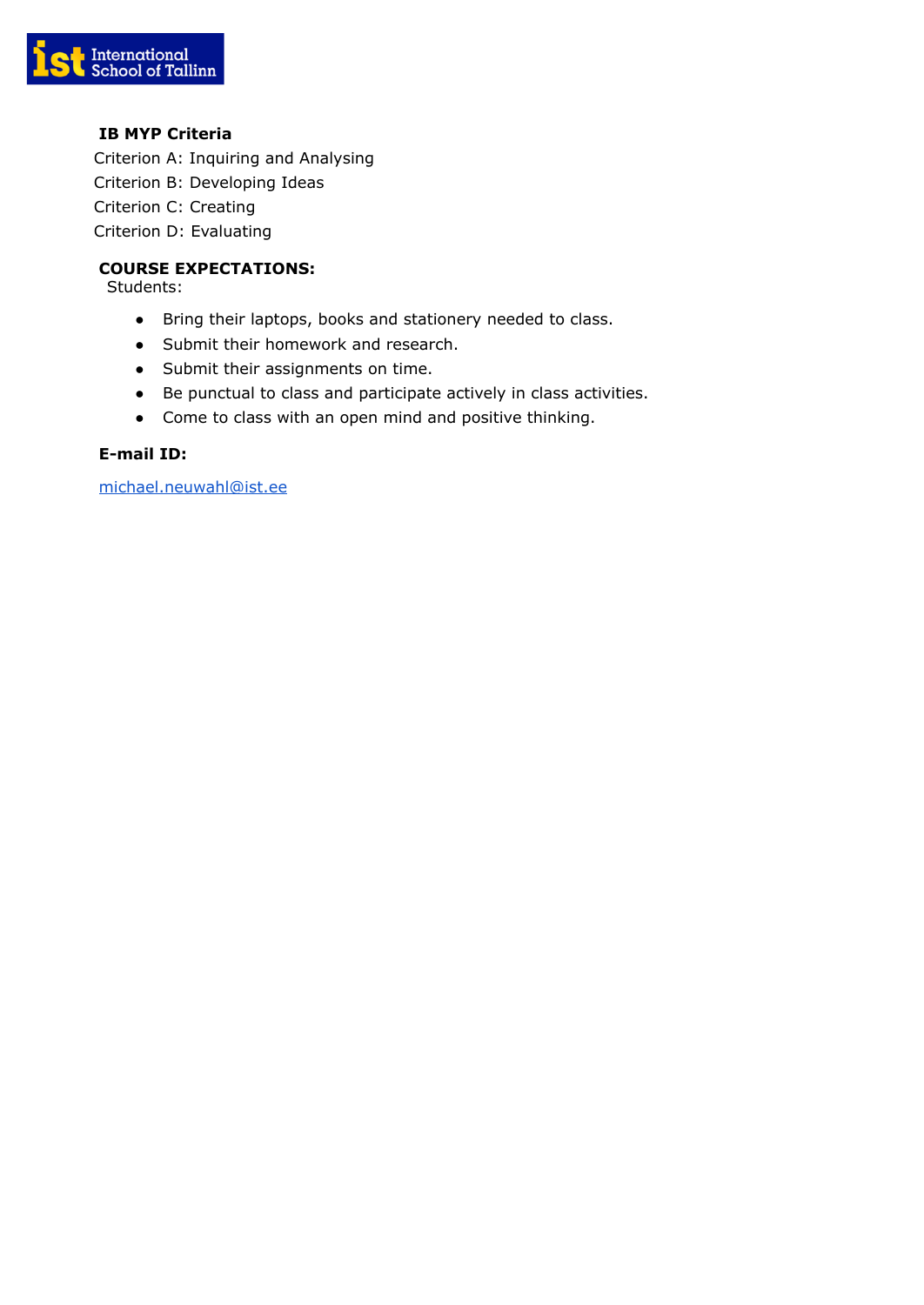**IB MYP Criteria**

Criterion A: Inquiring and Analysing

Criterion B: Developing Ideas

Criterion C: Creating

Criterion D: Evaluating

**COURSE EXPECTATIONS:**

Students:

- Bring their laptops, books and stationery needed to class.
- Submit their homework and research.
- Submit their assignments on time.
- Be punctual to class and participate actively in class activities.
- Come to class with an open mind and positive thinking.

**E-mail ID:**

michael.neuwahl@ist.ee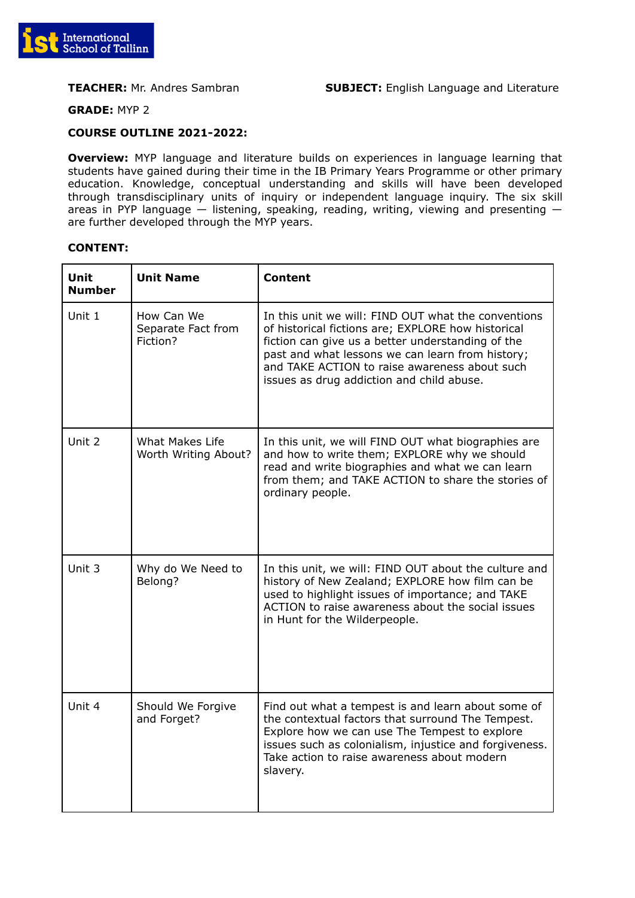**TEACHER:** Mr. Andres Sambran

**SUBJECT:** English Language and Literature

**GRADE:** MYP 2

**COURSE OUTLINE 2021-2022:**

**Overview:** MYP language and literature builds on experiences in language learning that students have gained during their time in the IB Primary Years Programme or other primary education. Knowledge, conceptual understanding and skills will have been developed through transdisciplinary units of inquiry or independent language inquiry. The six skill areas in PYP language — listening, speaking, reading, writing, viewing and presenting — are further developed through the MYP years.

**CONTENT:**

| Unit Number | Unit Name | Content |
|---|---|---|
| Unit 1 | How Can We Separate Fact from Fiction? | In this unit we will: FIND OUT what the conventions of historical fictions are; EXPLORE how historical fiction can give us a better understanding of the past and what lessons we can learn from history; and TAKE ACTION to raise awareness about such issues as drug addiction and child abuse. |
| Unit 2 | What Makes Life Worth Writing About? | In this unit, we will FIND OUT what biographies are and how to write them; EXPLORE why we should read and write biographies and what we can learn from them; and TAKE ACTION to share the stories of ordinary people. |
| Unit 3 | Why do We Need to Belong? | In this unit, we will: FIND OUT about the culture and history of New Zealand; EXPLORE how film can be used to highlight issues of importance; and TAKE ACTION to raise awareness about the social issues in Hunt for the Wilderpeople. |
| Unit 4 | Should We Forgive and Forget? | Find out what a tempest is and learn about some of the contextual factors that surround The Tempest. Explore how we can use The Tempest to explore issues such as colonialism, injustice and forgiveness. Take action to raise awareness about modern slavery. |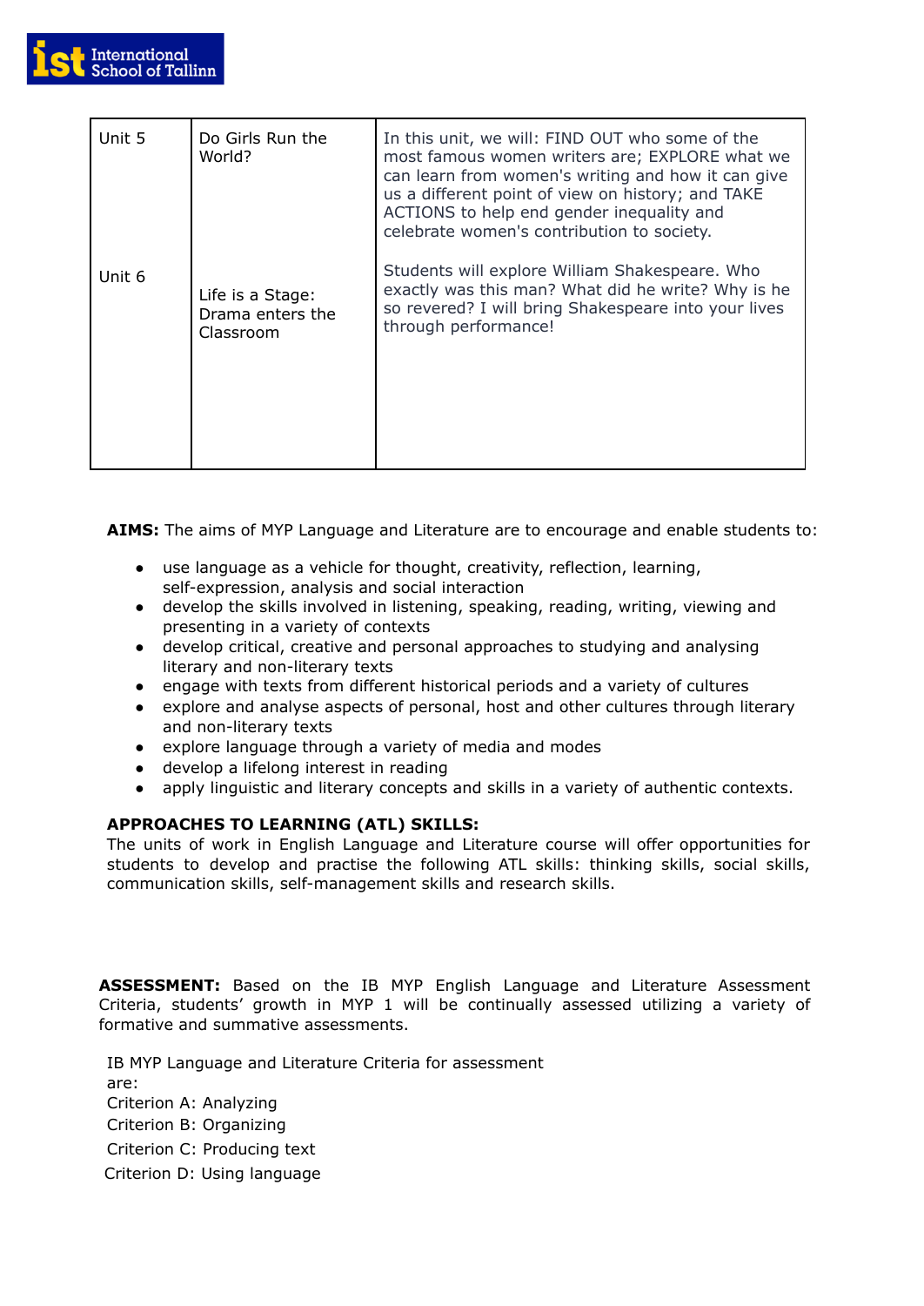| Unit 5 | Do Girls Run the World? | In this unit, we will: FIND OUT who some of the most famous women writers are; EXPLORE what we can learn from women's writing and how it can give us a different point of view on history; and TAKE ACTIONS to help end gender inequality and celebrate women's contribution to society. |
|---|---|---|
| Unit 6 | Life is a Stage: Drama enters the Classroom | Students will explore William Shakespeare. Who exactly was this man? What did he write? Why is he so revered? I will bring Shakespeare into your lives through performance! |

**AIMS:** The aims of MYP Language and Literature are to encourage and enable students to:

- use language as a vehicle for thought, creativity, reflection, learning, self-expression, analysis and social interaction
- develop the skills involved in listening, speaking, reading, writing, viewing and presenting in a variety of contexts
- develop critical, creative and personal approaches to studying and analysing literary and non-literary texts
- engage with texts from different historical periods and a variety of cultures
- explore and analyse aspects of personal, host and other cultures through literary and non-literary texts
- explore language through a variety of media and modes
- develop a lifelong interest in reading
- apply linguistic and literary concepts and skills in a variety of authentic contexts.

**APPROACHES TO LEARNING (ATL) SKILLS:**
The units of work in English Language and Literature course will offer opportunities for students to develop and practise the following ATL skills: thinking skills, social skills, communication skills, self-management skills and research skills.

**ASSESSMENT:** Based on the IB MYP English Language and Literature Assessment Criteria, students' growth in MYP 1 will be continually assessed utilizing a variety of formative and summative assessments.

IB MYP Language and Literature Criteria for assessment are:
Criterion A: Analyzing
Criterion B: Organizing
Criterion C: Producing text
Criterion D: Using language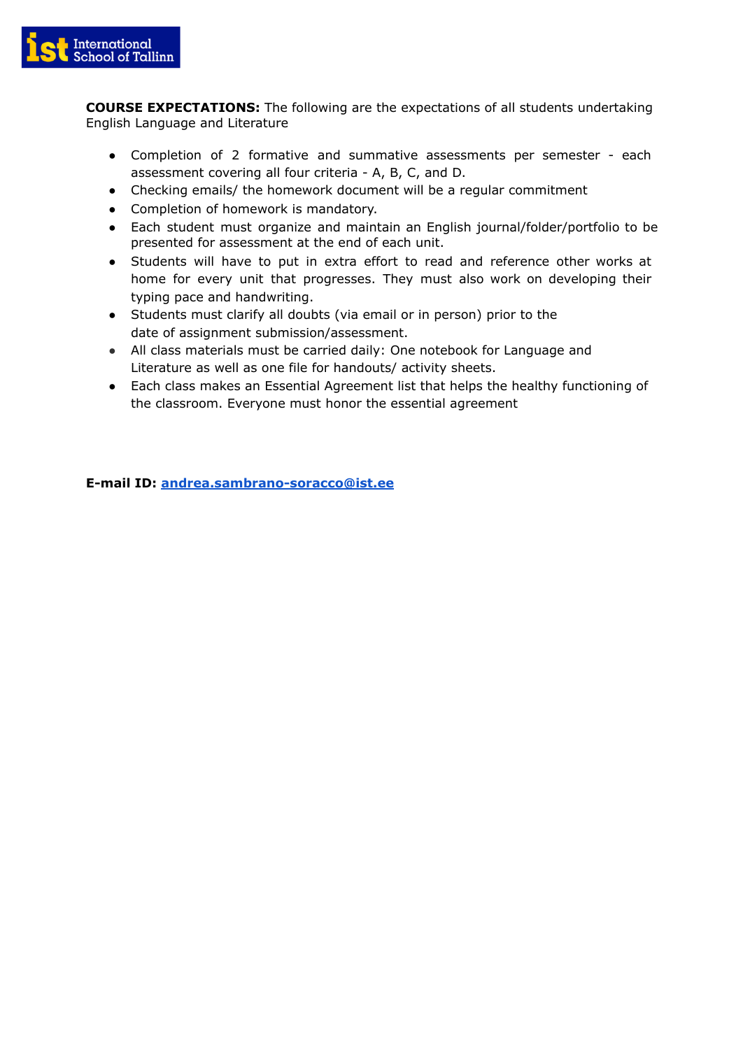**COURSE EXPECTATIONS:** The following are the expectations of all students undertaking English Language and Literature

- Completion of 2 formative and summative assessments per semester - each assessment covering all four criteria - A, B, C, and D.
- Checking emails/ the homework document will be a regular commitment
- Completion of homework is mandatory.
- Each student must organize and maintain an English journal/folder/portfolio to be presented for assessment at the end of each unit.
- Students will have to put in extra effort to read and reference other works at home for every unit that progresses. They must also work on developing their typing pace and handwriting.
- Students must clarify all doubts (via email or in person) prior to the date of assignment submission/assessment.
- All class materials must be carried daily: One notebook for Language and Literature as well as one file for handouts/ activity sheets.
- Each class makes an Essential Agreement list that helps the healthy functioning of the classroom. Everyone must honor the essential agreement

**E-mail ID: andrea.sambrano-soracco@ist.ee**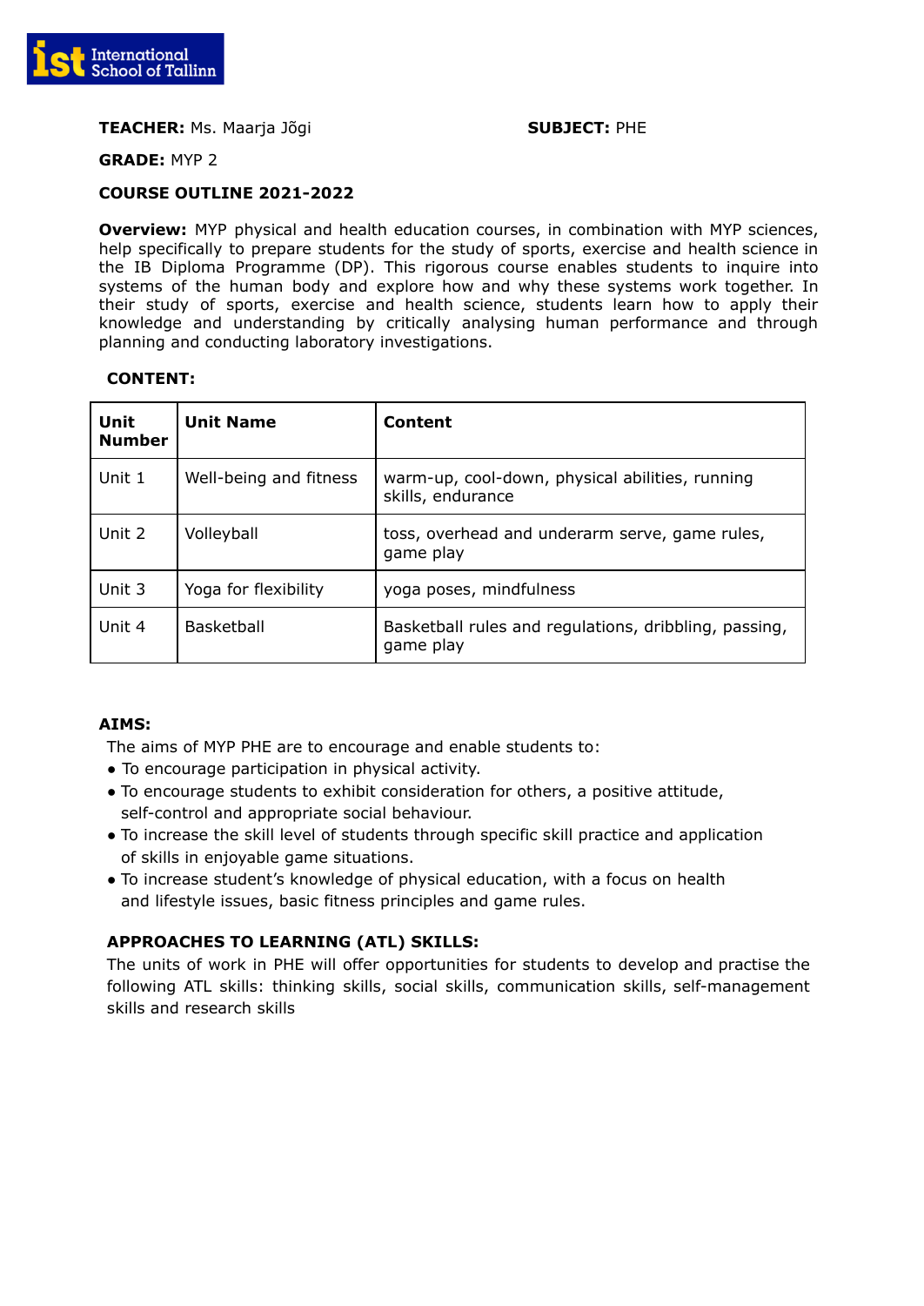**TEACHER:** Ms. Maarja Jõgi

**SUBJECT:** PHE

**GRADE:** MYP 2

**COURSE OUTLINE 2021-2022**

**Overview:** MYP physical and health education courses, in combination with MYP sciences, help specifically to prepare students for the study of sports, exercise and health science in the IB Diploma Programme (DP). This rigorous course enables students to inquire into systems of the human body and explore how and why these systems work together. In their study of sports, exercise and health science, students learn how to apply their knowledge and understanding by critically analysing human performance and through planning and conducting laboratory investigations.

**CONTENT:**

| **Unit Number** | **Unit Name** | **Content** |
|---|---|---|
| Unit 1 | Well-being and fitness | warm-up, cool-down, physical abilities, running skills, endurance |
| Unit 2 | Volleyball | toss, overhead and underarm serve, game rules, game play |
| Unit 3 | Yoga for flexibility | yoga poses, mindfulness |
| Unit 4 | Basketball | Basketball rules and regulations, dribbling, passing, game play |

**AIMS:**

The aims of MYP PHE are to encourage and enable students to:

- To encourage participation in physical activity.
- To encourage students to exhibit consideration for others, a positive attitude, self-control and appropriate social behaviour.
- To increase the skill level of students through specific skill practice and application of skills in enjoyable game situations.
- To increase student's knowledge of physical education, with a focus on health and lifestyle issues, basic fitness principles and game rules.

**APPROACHES TO LEARNING (ATL) SKILLS:**

The units of work in PHE will offer opportunities for students to develop and practise the following ATL skills: thinking skills, social skills, communication skills, self-management skills and research skills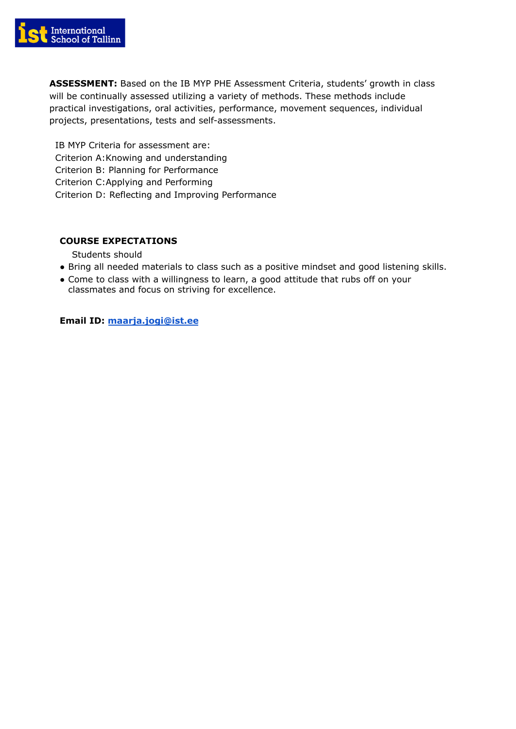**ASSESSMENT:** Based on the IB MYP PHE Assessment Criteria, students' growth in class will be continually assessed utilizing a variety of methods. These methods include practical investigations, oral activities, performance, movement sequences, individual projects, presentations, tests and self-assessments.

IB MYP Criteria for assessment are:
Criterion A:Knowing and understanding
Criterion B: Planning for Performance
Criterion C:Applying and Performing
Criterion D: Reflecting and Improving Performance

**COURSE EXPECTATIONS**

Students should

- Bring all needed materials to class such as a positive mindset and good listening skills.
- Come to class with a willingness to learn, a good attitude that rubs off on your classmates and focus on striving for excellence.

**Email ID: maarja.jogi@ist.ee**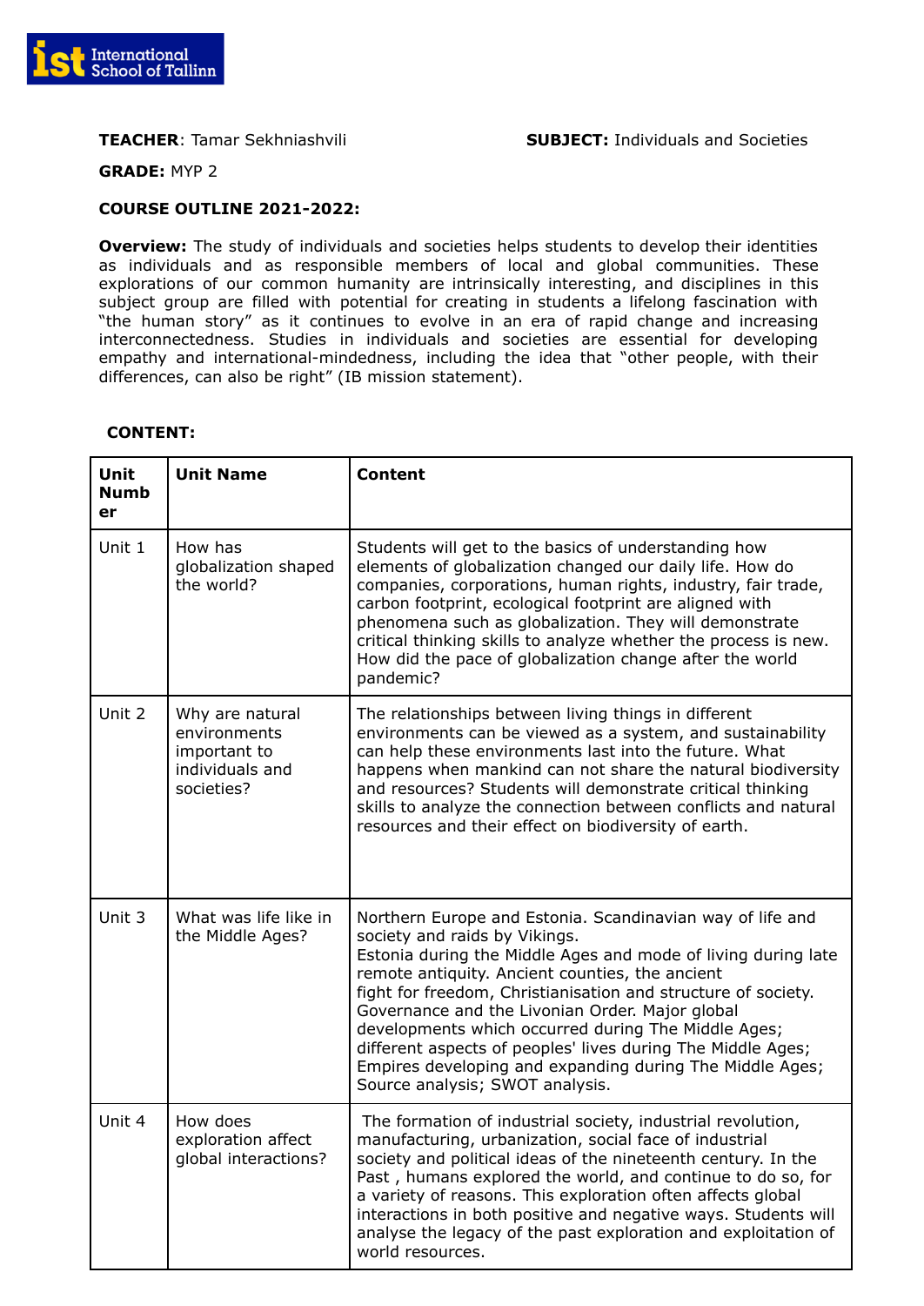**TEACHER**: Tamar Sekhniashvili

**SUBJECT:** Individuals and Societies

**GRADE:** MYP 2

**COURSE OUTLINE 2021-2022:**

**Overview:** The study of individuals and societies helps students to develop their identities as individuals and as responsible members of local and global communities. These explorations of our common humanity are intrinsically interesting, and disciplines in this subject group are filled with potential for creating in students a lifelong fascination with "the human story" as it continues to evolve in an era of rapid change and increasing interconnectedness. Studies in individuals and societies are essential for developing empathy and international-mindedness, including the idea that "other people, with their differences, can also be right" (IB mission statement).

**CONTENT:**

| Unit Number | Unit Name | Content |
|---|---|---|
| Unit 1 | How has globalization shaped the world? | Students will get to the basics of understanding how elements of globalization changed our daily life. How do companies, corporations, human rights, industry, fair trade, carbon footprint, ecological footprint are aligned with phenomena such as globalization. They will demonstrate critical thinking skills to analyze whether the process is new. How did the pace of globalization change after the world pandemic? |
| Unit 2 | Why are natural environments important to individuals and societies? | The relationships between living things in different environments can be viewed as a system, and sustainability can help these environments last into the future. What happens when mankind can not share the natural biodiversity and resources? Students will demonstrate critical thinking skills to analyze the connection between conflicts and natural resources and their effect on biodiversity of earth. |
| Unit 3 | What was life like in the Middle Ages? | Northern Europe and Estonia. Scandinavian way of life and society and raids by Vikings. Estonia during the Middle Ages and mode of living during late remote antiquity. Ancient counties, the ancient fight for freedom, Christianisation and structure of society. Governance and the Livonian Order. Major global developments which occurred during The Middle Ages; different aspects of peoples' lives during The Middle Ages; Empires developing and expanding during The Middle Ages; Source analysis; SWOT analysis. |
| Unit 4 | How does exploration affect global interactions? | The formation of industrial society, industrial revolution, manufacturing, urbanization, social face of industrial society and political ideas of the nineteenth century. In the Past , humans explored the world, and continue to do so, for a variety of reasons. This exploration often affects global interactions in both positive and negative ways. Students will analyse the legacy of the past exploration and exploitation of world resources. |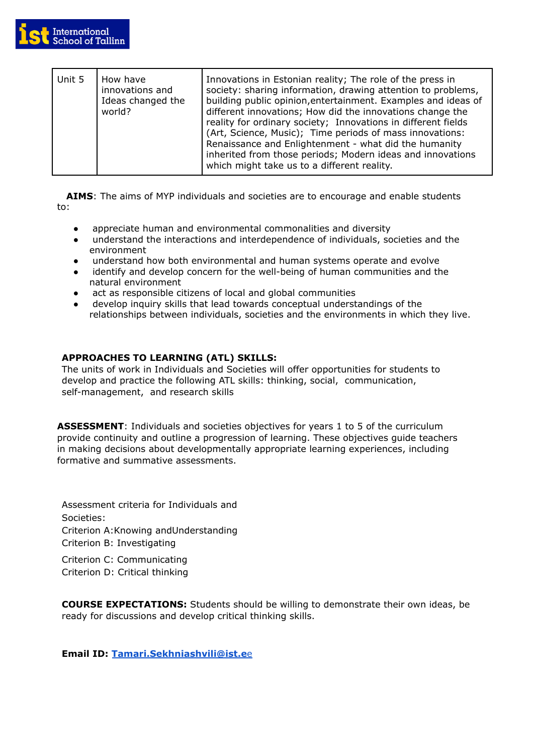| | | |
|---|---|---|
| Unit 5 | How have innovations and Ideas changed the world? | Innovations in Estonian reality; The role of the press in society: sharing information, drawing attention to problems, building public opinion,entertainment. Examples and ideas of different innovations; How did the innovations change the reality for ordinary society; Innovations in different fields (Art, Science, Music); Time periods of mass innovations: Renaissance and Enlightenment - what did the humanity inherited from those periods; Modern ideas and innovations which might take us to a different reality. |

**AIMS**: The aims of MYP individuals and societies are to encourage and enable students to:

- appreciate human and environmental commonalities and diversity
- understand the interactions and interdependence of individuals, societies and the environment
- understand how both environmental and human systems operate and evolve
- identify and develop concern for the well-being of human communities and the natural environment
- act as responsible citizens of local and global communities
- develop inquiry skills that lead towards conceptual understandings of the relationships between individuals, societies and the environments in which they live.

**APPROACHES TO LEARNING (ATL) SKILLS:**
The units of work in Individuals and Societies will offer opportunities for students to develop and practice the following ATL skills: thinking, social, communication, self-management, and research skills

**ASSESSMENT**: Individuals and societies objectives for years 1 to 5 of the curriculum provide continuity and outline a progression of learning. These objectives guide teachers in making decisions about developmentally appropriate learning experiences, including formative and summative assessments.

Assessment criteria for Individuals and Societies:
Criterion A:Knowing andUnderstanding
Criterion B: Investigating
Criterion C: Communicating
Criterion D: Critical thinking

**COURSE EXPECTATIONS:** Students should be willing to demonstrate their own ideas, be ready for discussions and develop critical thinking skills.

**Email ID:** Tamari.Sekhniashvili@ist.ee